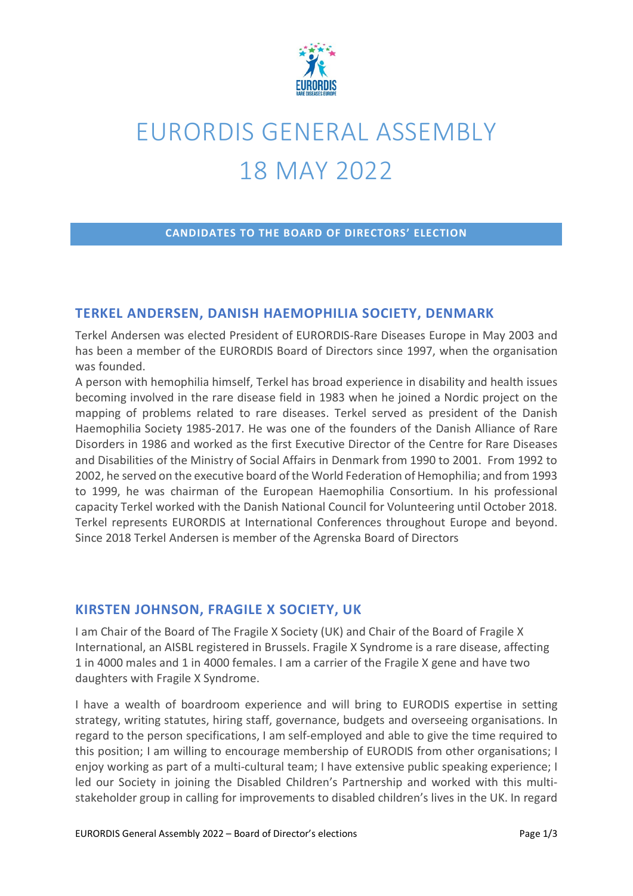# EURORDIS GENERAL ASSEMBLY
# 18 MAY 2022

**CANDIDATES TO THE BOARD OF DIRECTORS' ELECTION**

## TERKEL ANDERSEN, DANISH HAEMOPHILIA SOCIETY, DENMARK

Terkel Andersen was elected President of EURORDIS-Rare Diseases Europe in May 2003 and has been a member of the EURORDIS Board of Directors since 1997, when the organisation was founded.
A person with hemophilia himself, Terkel has broad experience in disability and health issues becoming involved in the rare disease field in 1983 when he joined a Nordic project on the mapping of problems related to rare diseases. Terkel served as president of the Danish Haemophilia Society 1985-2017. He was one of the founders of the Danish Alliance of Rare Disorders in 1986 and worked as the first Executive Director of the Centre for Rare Diseases and Disabilities of the Ministry of Social Affairs in Denmark from 1990 to 2001. From 1992 to 2002, he served on the executive board of the World Federation of Hemophilia; and from 1993 to 1999, he was chairman of the European Haemophilia Consortium. In his professional capacity Terkel worked with the Danish National Council for Volunteering until October 2018. Terkel represents EURORDIS at International Conferences throughout Europe and beyond. Since 2018 Terkel Andersen is member of the Agrenska Board of Directors

## KIRSTEN JOHNSON, FRAGILE X SOCIETY, UK

I am Chair of the Board of The Fragile X Society (UK) and Chair of the Board of Fragile X International, an AISBL registered in Brussels. Fragile X Syndrome is a rare disease, affecting 1 in 4000 males and 1 in 4000 females. I am a carrier of the Fragile X gene and have two daughters with Fragile X Syndrome.

I have a wealth of boardroom experience and will bring to EURODIS expertise in setting strategy, writing statutes, hiring staff, governance, budgets and overseeing organisations. In regard to the person specifications, I am self-employed and able to give the time required to this position; I am willing to encourage membership of EURODIS from other organisations; I enjoy working as part of a multi-cultural team; I have extensive public speaking experience; I led our Society in joining the Disabled Children's Partnership and worked with this multi-stakeholder group in calling for improvements to disabled children's lives in the UK. In regard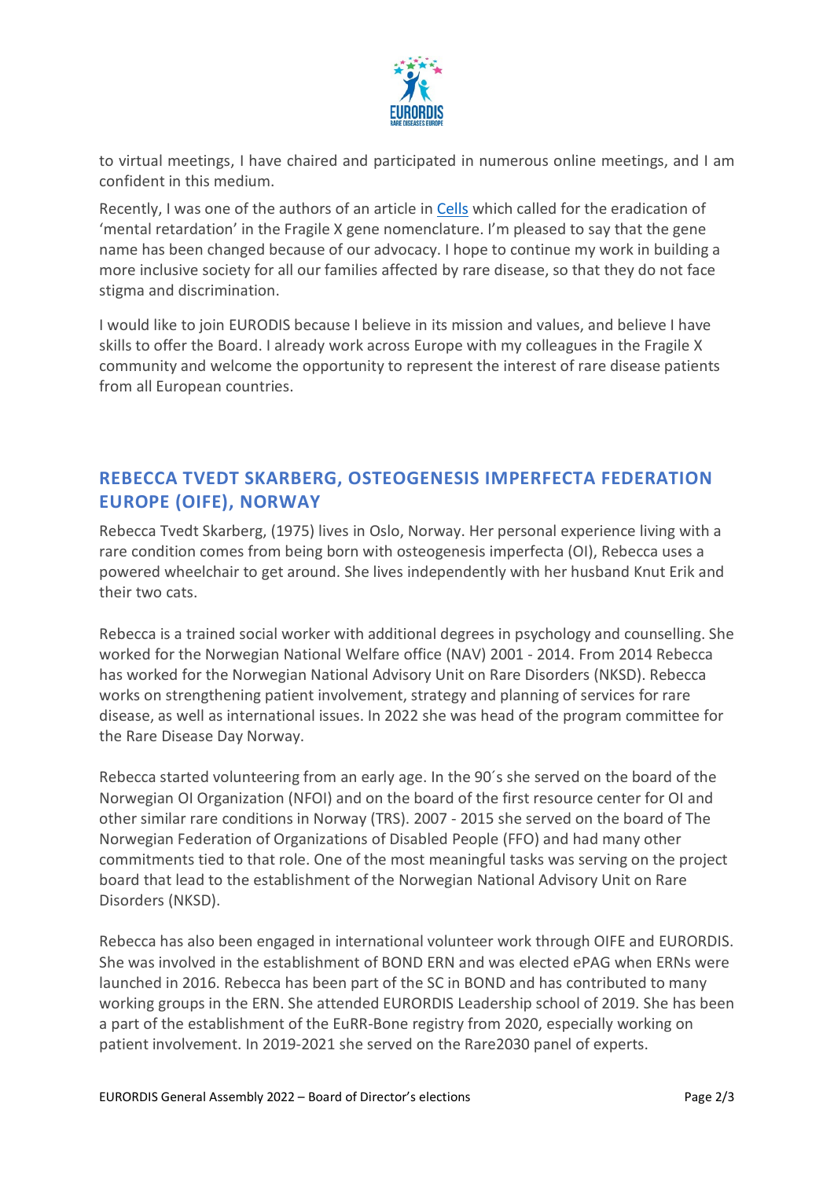to virtual meetings, I have chaired and participated in numerous online meetings, and I am confident in this medium.

Recently, I was one of the authors of an article in [Cells](#) which called for the eradication of 'mental retardation' in the Fragile X gene nomenclature. I'm pleased to say that the gene name has been changed because of our advocacy. I hope to continue my work in building a more inclusive society for all our families affected by rare disease, so that they do not face stigma and discrimination.

I would like to join EURODIS because I believe in its mission and values, and believe I have skills to offer the Board. I already work across Europe with my colleagues in the Fragile X community and welcome the opportunity to represent the interest of rare disease patients from all European countries.

## REBECCA TVEDT SKARBERG, OSTEOGENESIS IMPERFECTA FEDERATION EUROPE (OIFE), NORWAY

Rebecca Tvedt Skarberg, (1975) lives in Oslo, Norway. Her personal experience living with a rare condition comes from being born with osteogenesis imperfecta (OI), Rebecca uses a powered wheelchair to get around. She lives independently with her husband Knut Erik and their two cats.

Rebecca is a trained social worker with additional degrees in psychology and counselling. She worked for the Norwegian National Welfare office (NAV) 2001 - 2014. From 2014 Rebecca has worked for the Norwegian National Advisory Unit on Rare Disorders (NKSD). Rebecca works on strengthening patient involvement, strategy and planning of services for rare disease, as well as international issues. In 2022 she was head of the program committee for the Rare Disease Day Norway.

Rebecca started volunteering from an early age. In the 90´s she served on the board of the Norwegian OI Organization (NFOI) and on the board of the first resource center for OI and other similar rare conditions in Norway (TRS). 2007 - 2015 she served on the board of The Norwegian Federation of Organizations of Disabled People (FFO) and had many other commitments tied to that role. One of the most meaningful tasks was serving on the project board that lead to the establishment of the Norwegian National Advisory Unit on Rare Disorders (NKSD).

Rebecca has also been engaged in international volunteer work through OIFE and EURORDIS. She was involved in the establishment of BOND ERN and was elected ePAG when ERNs were launched in 2016. Rebecca has been part of the SC in BOND and has contributed to many working groups in the ERN. She attended EURORDIS Leadership school of 2019. She has been a part of the establishment of the EuRR-Bone registry from 2020, especially working on patient involvement. In 2019-2021 she served on the Rare2030 panel of experts.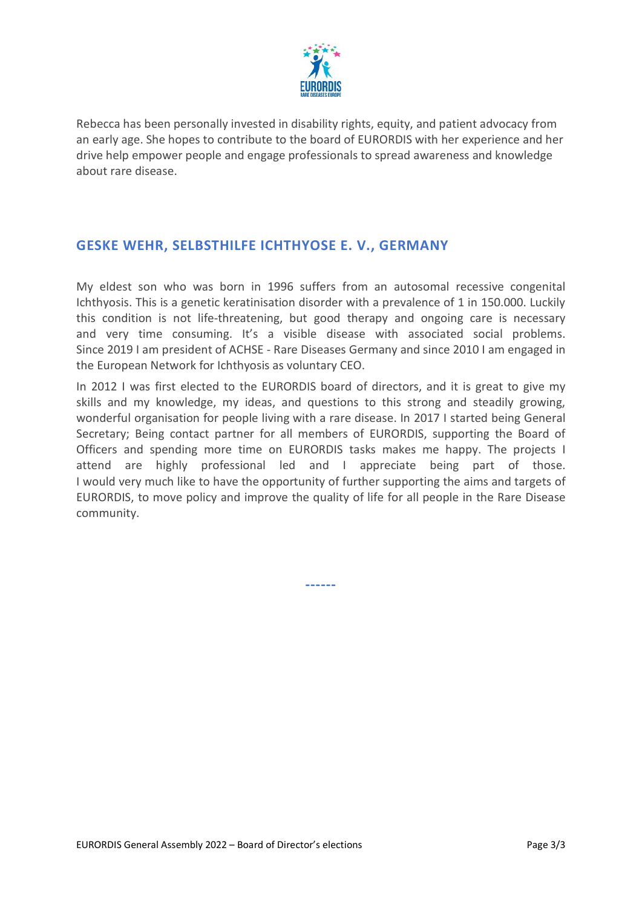Rebecca has been personally invested in disability rights, equity, and patient advocacy from an early age. She hopes to contribute to the board of EURORDIS with her experience and her drive help empower people and engage professionals to spread awareness and knowledge about rare disease.

## GESKE WEHR, SELBSTHILFE ICHTHYOSE E. V., GERMANY

My eldest son who was born in 1996 suffers from an autosomal recessive congenital Ichthyosis. This is a genetic keratinisation disorder with a prevalence of 1 in 150.000. Luckily this condition is not life-threatening, but good therapy and ongoing care is necessary and very time consuming. It's a visible disease with associated social problems. Since 2019 I am president of ACHSE - Rare Diseases Germany and since 2010 I am engaged in the European Network for Ichthyosis as voluntary CEO.

In 2012 I was first elected to the EURORDIS board of directors, and it is great to give my skills and my knowledge, my ideas, and questions to this strong and steadily growing, wonderful organisation for people living with a rare disease. In 2017 I started being General Secretary; Being contact partner for all members of EURORDIS, supporting the Board of Officers and spending more time on EURORDIS tasks makes me happy. The projects I attend are highly professional led and I appreciate being part of those. I would very much like to have the opportunity of further supporting the aims and targets of EURORDIS, to move policy and improve the quality of life for all people in the Rare Disease community.

------